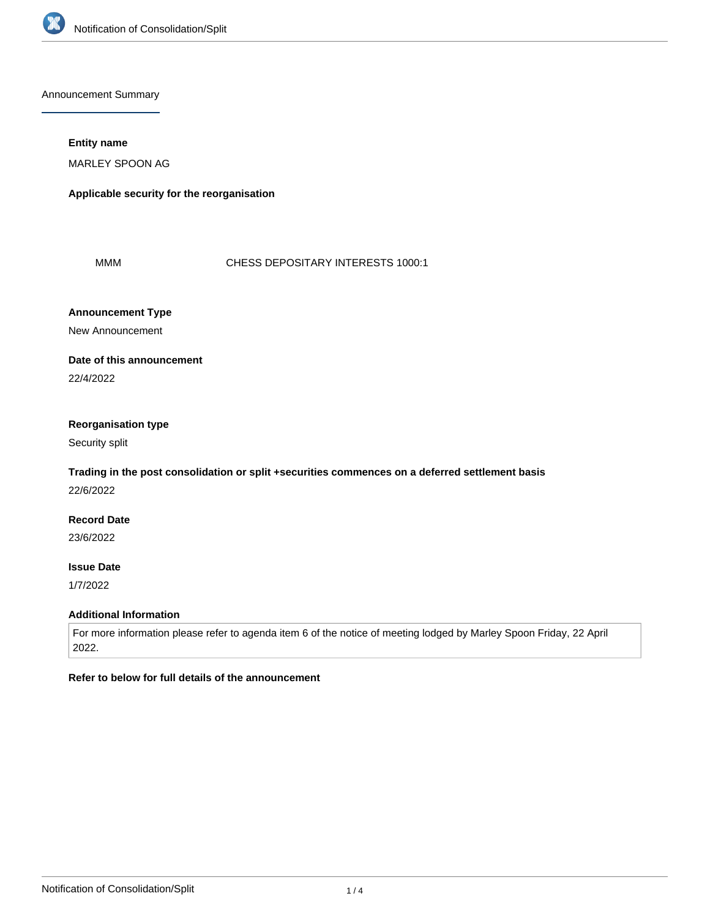## Announcement Summary

**Entity name**

MARLEY SPOON AG

**Applicable security for the reorganisation**

| | |
|---|---|
| MMM | CHESS DEPOSITARY INTERESTS 1000:1 |

**Announcement Type**

New Announcement

**Date of this announcement**

22/4/2022

**Reorganisation type**

Security split

**Trading in the post consolidation or split +securities commences on a deferred settlement basis**

22/6/2022

**Record Date**

23/6/2022

**Issue Date**

1/7/2022

**Additional Information**

For more information please refer to agenda item 6 of the notice of meeting lodged by Marley Spoon Friday, 22 April 2022.

**Refer to below for full details of the announcement**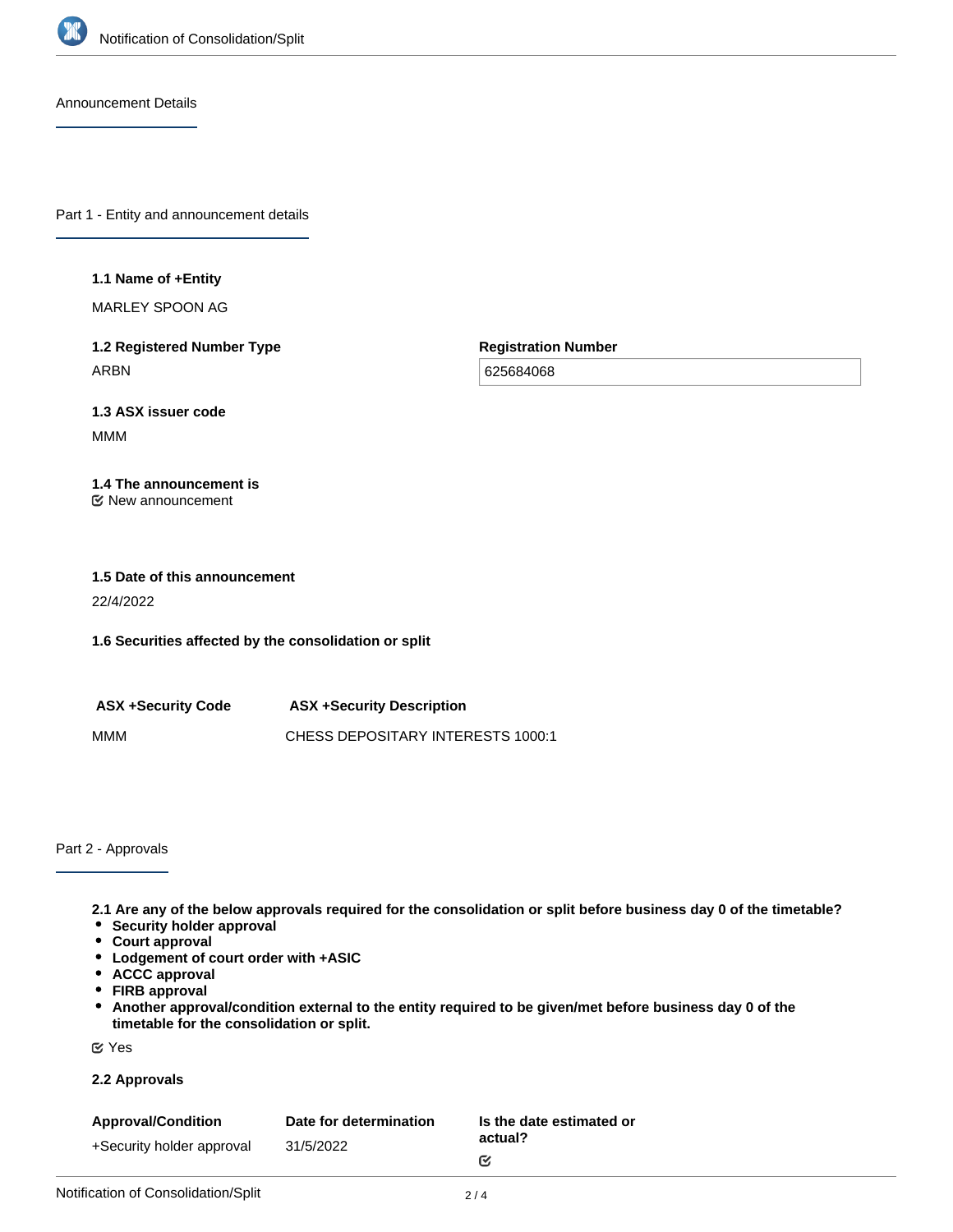## Announcement Details

### Part 1 - Entity and announcement details

**1.1 Name of +Entity**

MARLEY SPOON AG

**1.2 Registered Number Type**

ARBN

**Registration Number**

625684068

**1.3 ASX issuer code**

MMM

**1.4 The announcement is**

New announcement

**1.5 Date of this announcement**

22/4/2022

**1.6 Securities affected by the consolidation or split**

| ASX +Security Code | ASX +Security Description |
| --- | --- |
| MMM | CHESS DEPOSITARY INTERESTS 1000:1 |

### Part 2 - Approvals

**2.1 Are any of the below approvals required for the consolidation or split before business day 0 of the timetable?**

- **Security holder approval**
- **Court approval**
- **Lodgement of court order with +ASIC**
- **ACCC approval**
- **FIRB approval**
- **Another approval/condition external to the entity required to be given/met before business day 0 of the timetable for the consolidation or split.**

Yes

**2.2 Approvals**

| Approval/Condition | Date for determination | Is the date estimated or actual? |
| --- | --- | --- |
| +Security holder approval | 31/5/2022 | |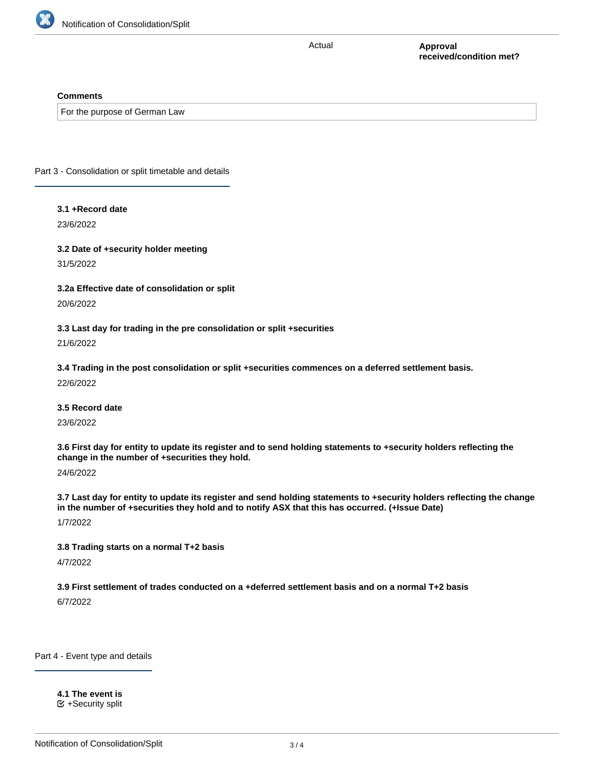| | Actual | Approval received/condition met? |
|---|---|---|

**Comments**

For the purpose of German Law

## Part 3 - Consolidation or split timetable and details

**3.1 +Record date**

23/6/2022

**3.2 Date of +security holder meeting**

31/5/2022

**3.2a Effective date of consolidation or split**

20/6/2022

**3.3 Last day for trading in the pre consolidation or split +securities**

21/6/2022

**3.4 Trading in the post consolidation or split +securities commences on a deferred settlement basis.**

22/6/2022

**3.5 Record date**

23/6/2022

**3.6 First day for entity to update its register and to send holding statements to +security holders reflecting the change in the number of +securities they hold.**

24/6/2022

**3.7 Last day for entity to update its register and send holding statements to +security holders reflecting the change in the number of +securities they hold and to notify ASX that this has occurred. (+Issue Date)**

1/7/2022

**3.8 Trading starts on a normal T+2 basis**

4/7/2022

**3.9 First settlement of trades conducted on a +deferred settlement basis and on a normal T+2 basis**

6/7/2022

## Part 4 - Event type and details

**4.1 The event is**

☑ +Security split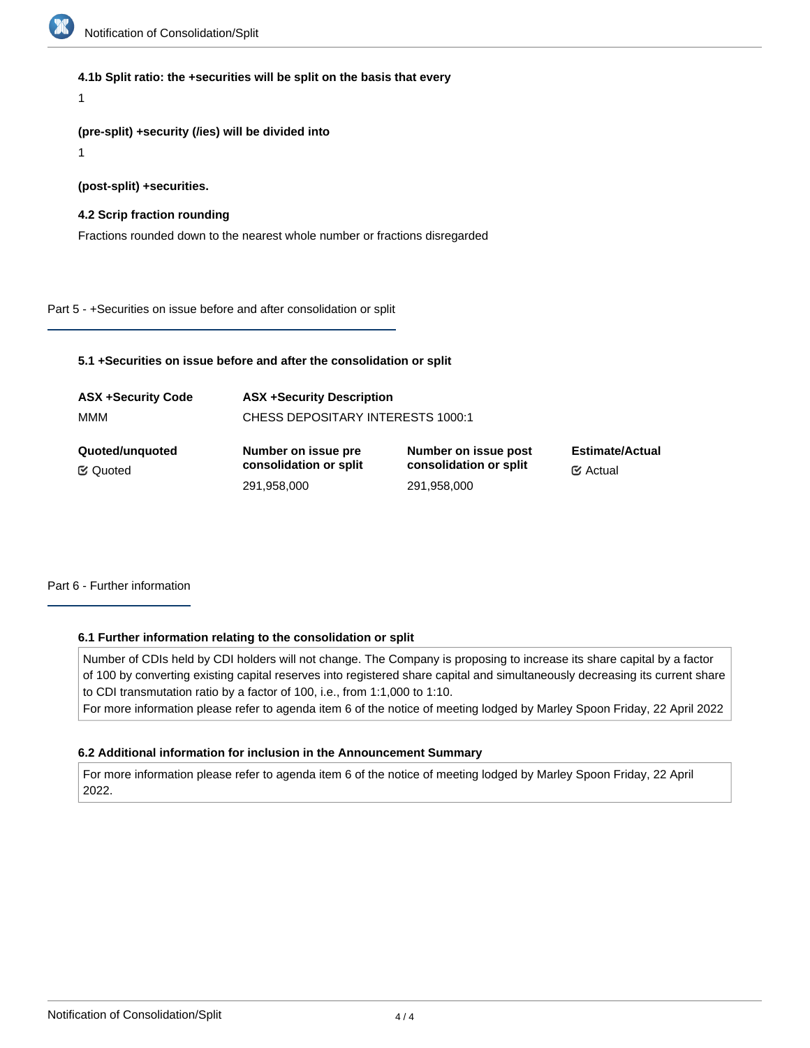**4.1b Split ratio: the +securities will be split on the basis that every**

1

**(pre-split) +security (/ies) will be divided into**

1

**(post-split) +securities.**

**4.2 Scrip fraction rounding**

Fractions rounded down to the nearest whole number or fractions disregarded

## Part 5 - +Securities on issue before and after consolidation or split

**5.1 +Securities on issue before and after the consolidation or split**

| ASX +Security Code | ASX +Security Description | | |
|---|---|---|---|
| MMM | CHESS DEPOSITARY INTERESTS 1000:1 | | |
| **Quoted/unquoted** | **Number on issue pre consolidation or split** | **Number on issue post consolidation or split** | **Estimate/Actual** |
| Quoted | 291,958,000 | 291,958,000 | Actual |

## Part 6 - Further information

**6.1 Further information relating to the consolidation or split**

Number of CDIs held by CDI holders will not change. The Company is proposing to increase its share capital by a factor of 100 by converting existing capital reserves into registered share capital and simultaneously decreasing its current share to CDI transmutation ratio by a factor of 100, i.e., from 1:1,000 to 1:10.
For more information please refer to agenda item 6 of the notice of meeting lodged by Marley Spoon Friday, 22 April 2022

**6.2 Additional information for inclusion in the Announcement Summary**

For more information please refer to agenda item 6 of the notice of meeting lodged by Marley Spoon Friday, 22 April 2022.